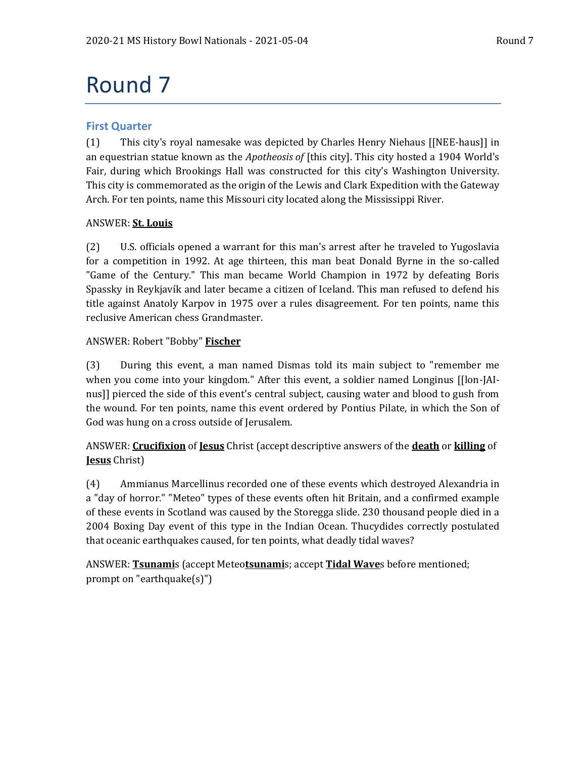# Round 7

## First Quarter

(1) This city's royal namesake was depicted by Charles Henry Niehaus [[NEE-haus]] in an equestrian statue known as the *Apotheosis of* [this city]. This city hosted a 1904 World's Fair, during which Brookings Hall was constructed for this city's Washington University. This city is commemorated as the origin of the Lewis and Clark Expedition with the Gateway Arch. For ten points, name this Missouri city located along the Mississippi River.

ANSWER: **St. Louis**

(2) U.S. officials opened a warrant for this man's arrest after he traveled to Yugoslavia for a competition in 1992. At age thirteen, this man beat Donald Byrne in the so-called "Game of the Century." This man became World Champion in 1972 by defeating Boris Spassky in Reykjavík and later became a citizen of Iceland. This man refused to defend his title against Anatoly Karpov in 1975 over a rules disagreement. For ten points, name this reclusive American chess Grandmaster.

ANSWER: Robert "Bobby" **Fischer**

(3) During this event, a man named Dismas told its main subject to "remember me when you come into your kingdom." After this event, a soldier named Longinus [[lon-JAI-nus]] pierced the side of this event's central subject, causing water and blood to gush from the wound. For ten points, name this event ordered by Pontius Pilate, in which the Son of God was hung on a cross outside of Jerusalem.

ANSWER: **Crucifixion** of **Jesus** Christ (accept descriptive answers of the **death** or **killing** of **Jesus** Christ)

(4) Ammianus Marcellinus recorded one of these events which destroyed Alexandria in a "day of horror." "Meteo" types of these events often hit Britain, and a confirmed example of these events in Scotland was caused by the Storegga slide. 230 thousand people died in a 2004 Boxing Day event of this type in the Indian Ocean. Thucydides correctly postulated that oceanic earthquakes caused, for ten points, what deadly tidal waves?

ANSWER: **Tsunami**s (accept Meteo**tsunami**s; accept **Tidal Wave**s before mentioned; prompt on "earthquake(s)")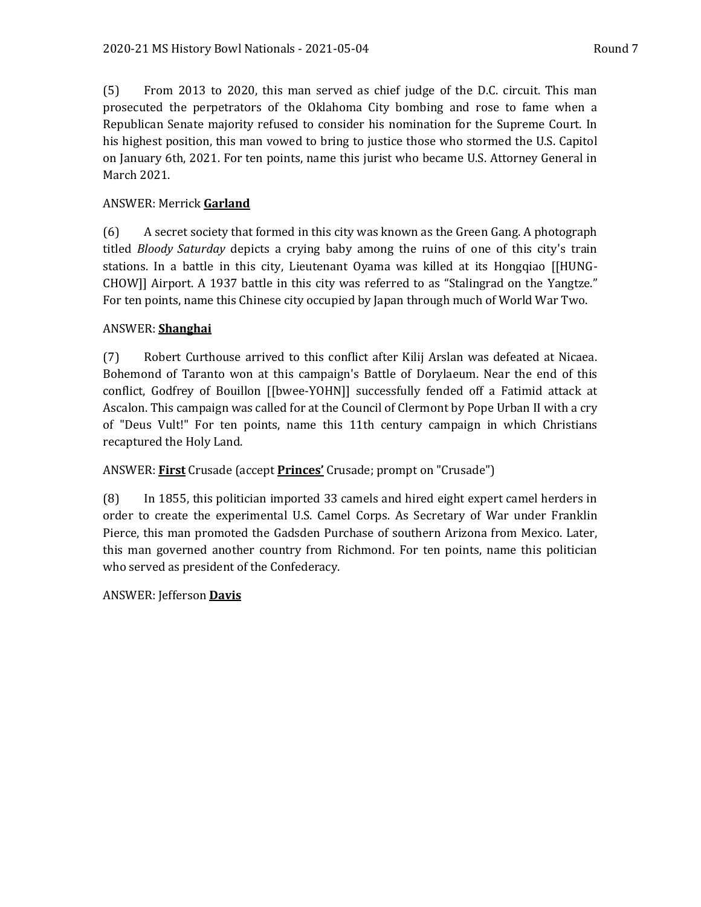(5) From 2013 to 2020, this man served as chief judge of the D.C. circuit. This man prosecuted the perpetrators of the Oklahoma City bombing and rose to fame when a Republican Senate majority refused to consider his nomination for the Supreme Court. In his highest position, this man vowed to bring to justice those who stormed the U.S. Capitol on January 6th, 2021. For ten points, name this jurist who became U.S. Attorney General in March 2021.

ANSWER: Merrick **Garland**

(6) A secret society that formed in this city was known as the Green Gang. A photograph titled *Bloody Saturday* depicts a crying baby among the ruins of one of this city's train stations. In a battle in this city, Lieutenant Oyama was killed at its Hongqiao [[HUNG-CHOW]] Airport. A 1937 battle in this city was referred to as "Stalingrad on the Yangtze." For ten points, name this Chinese city occupied by Japan through much of World War Two.

ANSWER: **Shanghai**

(7) Robert Curthouse arrived to this conflict after Kilij Arslan was defeated at Nicaea. Bohemond of Taranto won at this campaign's Battle of Dorylaeum. Near the end of this conflict, Godfrey of Bouillon [[bwee-YOHN]] successfully fended off a Fatimid attack at Ascalon. This campaign was called for at the Council of Clermont by Pope Urban II with a cry of "Deus Vult!" For ten points, name this 11th century campaign in which Christians recaptured the Holy Land.

ANSWER: **First** Crusade (accept **Princes'** Crusade; prompt on "Crusade")

(8) In 1855, this politician imported 33 camels and hired eight expert camel herders in order to create the experimental U.S. Camel Corps. As Secretary of War under Franklin Pierce, this man promoted the Gadsden Purchase of southern Arizona from Mexico. Later, this man governed another country from Richmond. For ten points, name this politician who served as president of the Confederacy.

ANSWER: Jefferson **Davis**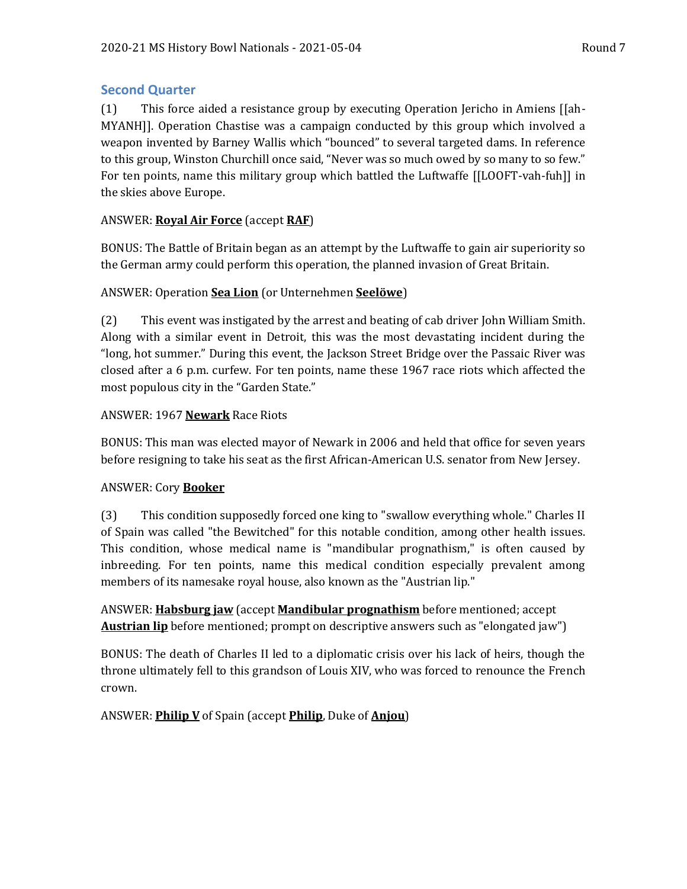## Second Quarter

(1) This force aided a resistance group by executing Operation Jericho in Amiens [[ah-MYANH]]. Operation Chastise was a campaign conducted by this group which involved a weapon invented by Barney Wallis which "bounced" to several targeted dams. In reference to this group, Winston Churchill once said, "Never was so much owed by so many to so few." For ten points, name this military group which battled the Luftwaffe [[LOOFT-vah-fuh]] in the skies above Europe.

ANSWER: **Royal Air Force** (accept **RAF**)

BONUS: The Battle of Britain began as an attempt by the Luftwaffe to gain air superiority so the German army could perform this operation, the planned invasion of Great Britain.

ANSWER: Operation **Sea Lion** (or Unternehmen **Seelöwe**)

(2) This event was instigated by the arrest and beating of cab driver John William Smith. Along with a similar event in Detroit, this was the most devastating incident during the "long, hot summer." During this event, the Jackson Street Bridge over the Passaic River was closed after a 6 p.m. curfew. For ten points, name these 1967 race riots which affected the most populous city in the "Garden State."

ANSWER: 1967 **Newark** Race Riots

BONUS: This man was elected mayor of Newark in 2006 and held that office for seven years before resigning to take his seat as the first African-American U.S. senator from New Jersey.

ANSWER: Cory **Booker**

(3) This condition supposedly forced one king to "swallow everything whole." Charles II of Spain was called "the Bewitched" for this notable condition, among other health issues. This condition, whose medical name is "mandibular prognathism," is often caused by inbreeding. For ten points, name this medical condition especially prevalent among members of its namesake royal house, also known as the "Austrian lip."

ANSWER: **Habsburg jaw** (accept **Mandibular prognathism** before mentioned; accept **Austrian lip** before mentioned; prompt on descriptive answers such as "elongated jaw")

BONUS: The death of Charles II led to a diplomatic crisis over his lack of heirs, though the throne ultimately fell to this grandson of Louis XIV, who was forced to renounce the French crown.

ANSWER: **Philip V** of Spain (accept **Philip**, Duke of **Anjou**)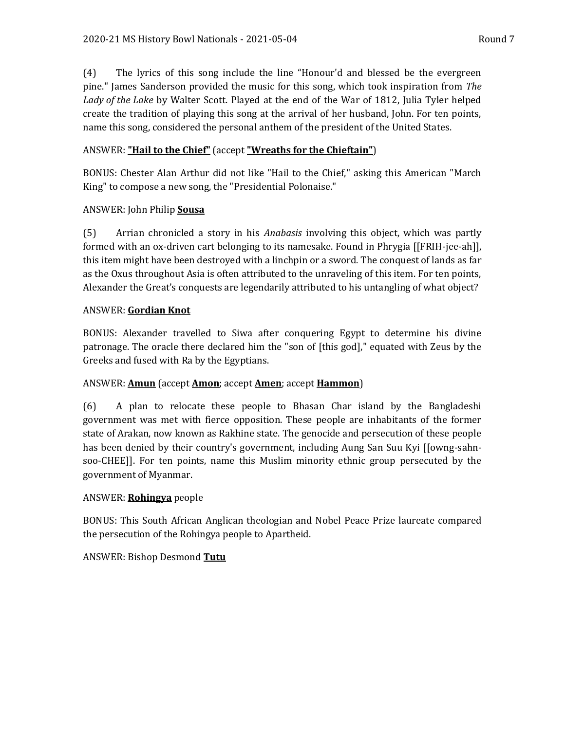(4) The lyrics of this song include the line "Honour'd and blessed be the evergreen pine." James Sanderson provided the music for this song, which took inspiration from *The Lady of the Lake* by Walter Scott. Played at the end of the War of 1812, Julia Tyler helped create the tradition of playing this song at the arrival of her husband, John. For ten points, name this song, considered the personal anthem of the president of the United States.

ANSWER: **"Hail to the Chief"** (accept **"Wreaths for the Chieftain"**)

BONUS: Chester Alan Arthur did not like "Hail to the Chief," asking this American "March King" to compose a new song, the "Presidential Polonaise."

ANSWER: John Philip **Sousa**

(5) Arrian chronicled a story in his *Anabasis* involving this object, which was partly formed with an ox-driven cart belonging to its namesake. Found in Phrygia [[FRIH-jee-ah]], this item might have been destroyed with a linchpin or a sword. The conquest of lands as far as the Oxus throughout Asia is often attributed to the unraveling of this item. For ten points, Alexander the Great's conquests are legendarily attributed to his untangling of what object?

ANSWER: **Gordian Knot**

BONUS: Alexander travelled to Siwa after conquering Egypt to determine his divine patronage. The oracle there declared him the "son of [this god]," equated with Zeus by the Greeks and fused with Ra by the Egyptians.

ANSWER: **Amun** (accept **Amon**; accept **Amen**; accept **Hammon**)

(6) A plan to relocate these people to Bhasan Char island by the Bangladeshi government was met with fierce opposition. These people are inhabitants of the former state of Arakan, now known as Rakhine state. The genocide and persecution of these people has been denied by their country's government, including Aung San Suu Kyi [[owng-sahn-soo-CHEE]]. For ten points, name this Muslim minority ethnic group persecuted by the government of Myanmar.

ANSWER: **Rohingya** people

BONUS: This South African Anglican theologian and Nobel Peace Prize laureate compared the persecution of the Rohingya people to Apartheid.

ANSWER: Bishop Desmond **Tutu**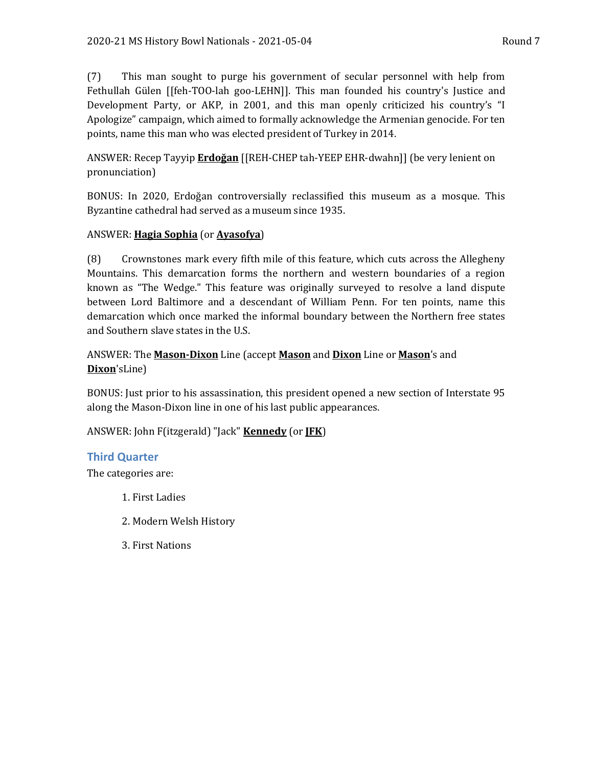(7) This man sought to purge his government of secular personnel with help from Fethullah Gülen [[feh-TOO-lah goo-LEHN]]. This man founded his country's Justice and Development Party, or AKP, in 2001, and this man openly criticized his country's "I Apologize" campaign, which aimed to formally acknowledge the Armenian genocide. For ten points, name this man who was elected president of Turkey in 2014.

ANSWER: Recep Tayyip **Erdoğan** [[REH-CHEP tah-YEEP EHR-dwahn]] (be very lenient on pronunciation)

BONUS: In 2020, Erdoğan controversially reclassified this museum as a mosque. This Byzantine cathedral had served as a museum since 1935.

ANSWER: **Hagia Sophia** (or **Ayasofya**)

(8) Crownstones mark every fifth mile of this feature, which cuts across the Allegheny Mountains. This demarcation forms the northern and western boundaries of a region known as "The Wedge." This feature was originally surveyed to resolve a land dispute between Lord Baltimore and a descendant of William Penn. For ten points, name this demarcation which once marked the informal boundary between the Northern free states and Southern slave states in the U.S.

ANSWER: The **Mason-Dixon** Line (accept **Mason** and **Dixon** Line or **Mason**'s and **Dixon**'sLine)

BONUS: Just prior to his assassination, this president opened a new section of Interstate 95 along the Mason-Dixon line in one of his last public appearances.

ANSWER: John F(itzgerald) "Jack" **Kennedy** (or **JFK**)

## Third Quarter

The categories are:

1. First Ladies
2. Modern Welsh History
3. First Nations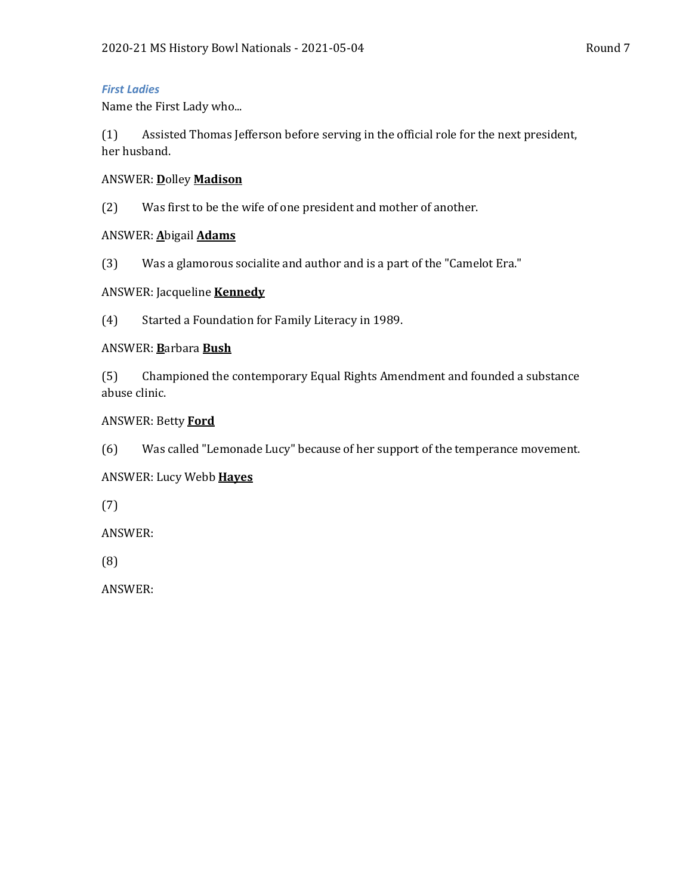### *First Ladies*

Name the First Lady who...

(1) Assisted Thomas Jefferson before serving in the official role for the next president, her husband.

ANSWER: **D**olley **Madison**

(2) Was first to be the wife of one president and mother of another.

ANSWER: **A**bigail **Adams**

(3) Was a glamorous socialite and author and is a part of the "Camelot Era."

ANSWER: Jacqueline **Kennedy**

(4) Started a Foundation for Family Literacy in 1989.

ANSWER: **B**arbara **Bush**

(5) Championed the contemporary Equal Rights Amendment and founded a substance abuse clinic.

ANSWER: Betty **Ford**

(6) Was called "Lemonade Lucy" because of her support of the temperance movement.

ANSWER: Lucy Webb **Hayes**

(7)

ANSWER:

(8)

ANSWER: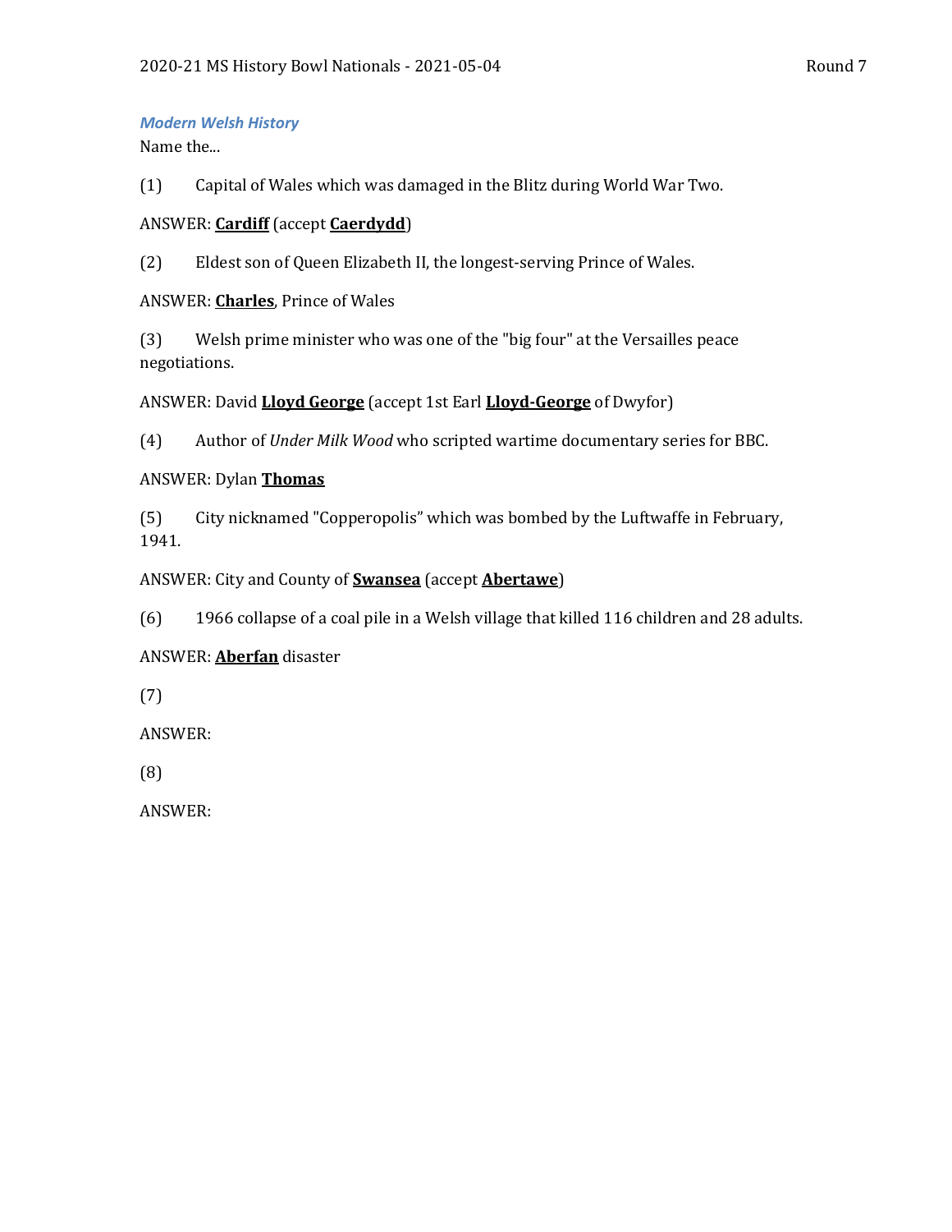### *Modern Welsh History*

Name the...

(1) Capital of Wales which was damaged in the Blitz during World War Two.

ANSWER: **Cardiff** (accept **Caerdydd**)

(2) Eldest son of Queen Elizabeth II, the longest-serving Prince of Wales.

ANSWER: **Charles**, Prince of Wales

(3) Welsh prime minister who was one of the "big four" at the Versailles peace negotiations.

ANSWER: David **Lloyd George** (accept 1st Earl **Lloyd-George** of Dwyfor)

(4) Author of *Under Milk Wood* who scripted wartime documentary series for BBC.

ANSWER: Dylan **Thomas**

(5) City nicknamed "Copperopolis" which was bombed by the Luftwaffe in February, 1941.

ANSWER: City and County of **Swansea** (accept **Abertawe**)

(6) 1966 collapse of a coal pile in a Welsh village that killed 116 children and 28 adults.

ANSWER: **Aberfan** disaster

(7)

ANSWER:

(8)

ANSWER: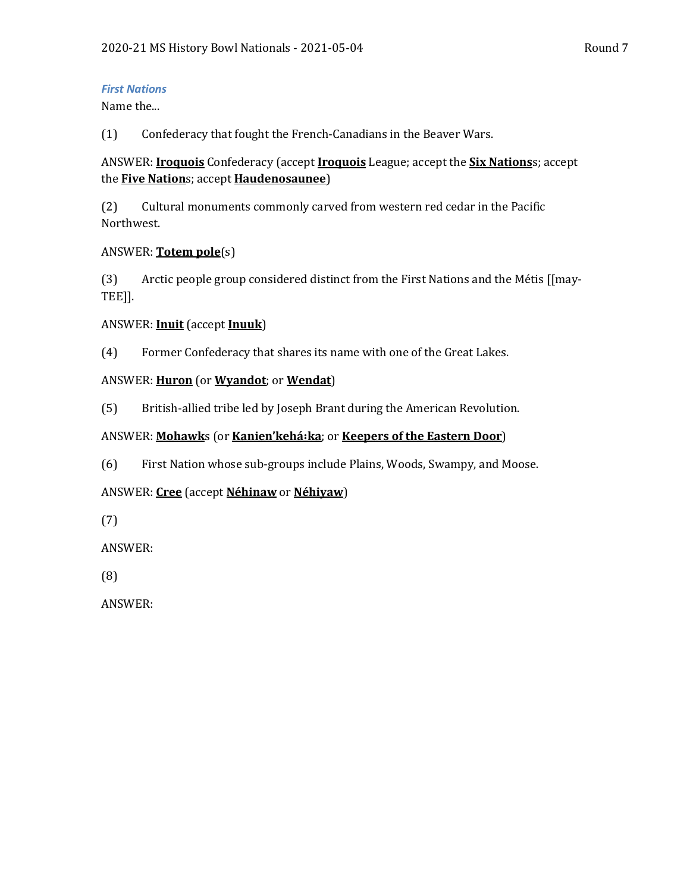***First Nations***

Name the...

(1) Confederacy that fought the French-Canadians in the Beaver Wars.

ANSWER: **Iroquois** Confederacy (accept **Iroquois** League; accept the **Six Nations**s; accept the **Five Nation**s; accept **Haudenosaunee**)

(2) Cultural monuments commonly carved from western red cedar in the Pacific Northwest.

ANSWER: **Totem pole**(s)

(3) Arctic people group considered distinct from the First Nations and the Métis [[may-TEE]].

ANSWER: **Inuit** (accept **Inuuk**)

(4) Former Confederacy that shares its name with one of the Great Lakes.

ANSWER: **Huron** (or **Wyandot**; or **Wendat**)

(5) British-allied tribe led by Joseph Brant during the American Revolution.

ANSWER: **Mohawk**s (or **Kanien'kehá:ka**; or **Keepers of the Eastern Door**)

(6) First Nation whose sub-groups include Plains, Woods, Swampy, and Moose.

ANSWER: **Cree** (accept **Néhinaw** or **Néhiyaw**)

(7)

ANSWER:

(8)

ANSWER: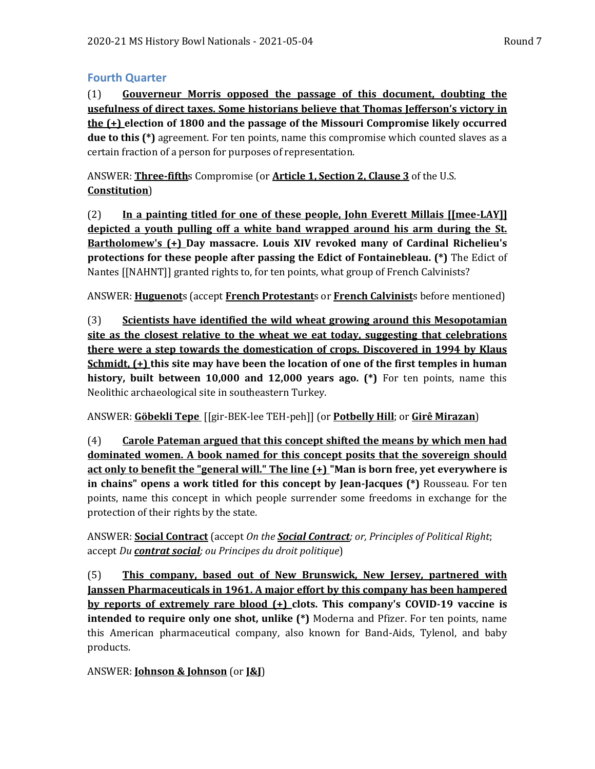## Fourth Quarter

(1) **Gouverneur Morris opposed the passage of this document, doubting the usefulness of direct taxes. Some historians believe that Thomas Jefferson's victory in the (+) election of 1800 and the passage of the Missouri Compromise likely occurred due to this (*)** agreement. For ten points, name this compromise which counted slaves as a certain fraction of a person for purposes of representation.

ANSWER: **Three-fifth**s Compromise (or **Article 1, Section 2, Clause 3** of the U.S. **Constitution**)

(2) **In a painting titled for one of these people, John Everett Millais [[mee-LAY]] depicted a youth pulling off a white band wrapped around his arm during the St. Bartholomew's (+) Day massacre. Louis XIV revoked many of Cardinal Richelieu's protections for these people after passing the Edict of Fontainebleau. (*)** The Edict of Nantes [[NAHNT]] granted rights to, for ten points, what group of French Calvinists?

ANSWER: **Huguenot**s (accept **French Protestant**s or **French Calvinist**s before mentioned)

(3) **Scientists have identified the wild wheat growing around this Mesopotamian site as the closest relative to the wheat we eat today, suggesting that celebrations there were a step towards the domestication of crops. Discovered in 1994 by Klaus Schmidt, (+) this site may have been the location of one of the first temples in human history, built between 10,000 and 12,000 years ago. (*)** For ten points, name this Neolithic archaeological site in southeastern Turkey.

ANSWER: **Göbekli Tepe** [[gir-BEK-lee TEH-peh]] (or **Potbelly Hill**; or **Girê Mirazan**)

(4) **Carole Pateman argued that this concept shifted the means by which men had dominated women. A book named for this concept posits that the sovereign should act only to benefit the "general will." The line (+) "Man is born free, yet everywhere is in chains" opens a work titled for this concept by Jean-Jacques (*)** Rousseau. For ten points, name this concept in which people surrender some freedoms in exchange for the protection of their rights by the state.

ANSWER: **Social Contract** (accept *On the* ***Social Contract****; or, Principles of Political Right*; accept *Du* ***contrat social****; ou Principes du droit politique*)

(5) **This company, based out of New Brunswick, New Jersey, partnered with Janssen Pharmaceuticals in 1961. A major effort by this company has been hampered by reports of extremely rare blood (+) clots. This company's COVID-19 vaccine is intended to require only one shot, unlike (*)** Moderna and Pfizer. For ten points, name this American pharmaceutical company, also known for Band-Aids, Tylenol, and baby products.

ANSWER: **Johnson & Johnson** (or **J&J**)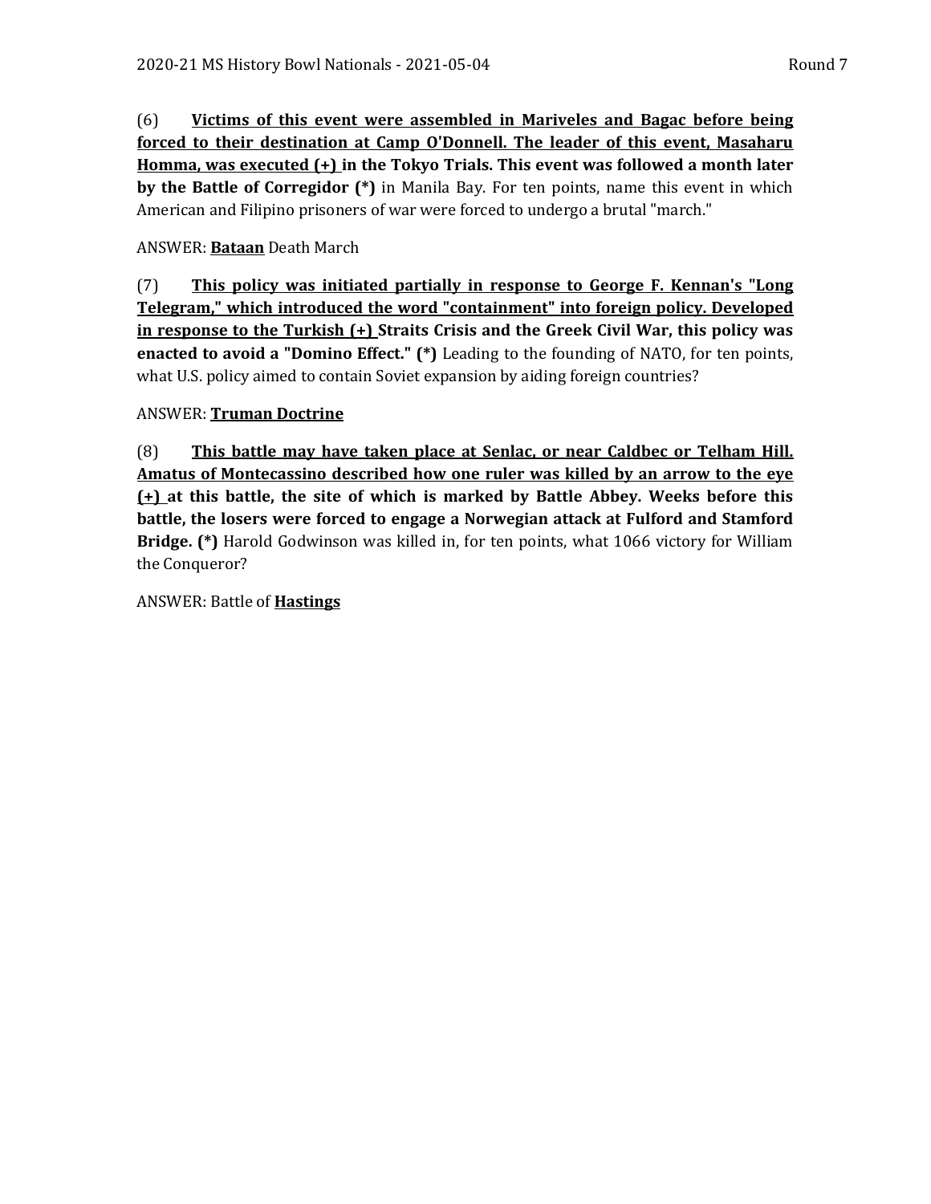(6) **<u>Victims of this event were assembled in Mariveles and Bagac before being forced to their destination at Camp O'Donnell. The leader of this event, Masaharu Homma, was executed (+)</u> in the Tokyo Trials. This event was followed a month later by the Battle of Corregidor (*)** in Manila Bay. For ten points, name this event in which American and Filipino prisoners of war were forced to undergo a brutal "march."

ANSWER: **<u>Bataan</u>** Death March

(7) **<u>This policy was initiated partially in response to George F. Kennan's "Long Telegram," which introduced the word "containment" into foreign policy. Developed in response to the Turkish (+)</u> Straits Crisis and the Greek Civil War, this policy was enacted to avoid a "Domino Effect." (*)** Leading to the founding of NATO, for ten points, what U.S. policy aimed to contain Soviet expansion by aiding foreign countries?

ANSWER: **<u>Truman Doctrine</u>**

(8) **<u>This battle may have taken place at Senlac, or near Caldbec or Telham Hill. Amatus of Montecassino described how one ruler was killed by an arrow to the eye (+)</u> at this battle, the site of which is marked by Battle Abbey. Weeks before this battle, the losers were forced to engage a Norwegian attack at Fulford and Stamford Bridge. (*)** Harold Godwinson was killed in, for ten points, what 1066 victory for William the Conqueror?

ANSWER: Battle of **<u>Hastings</u>**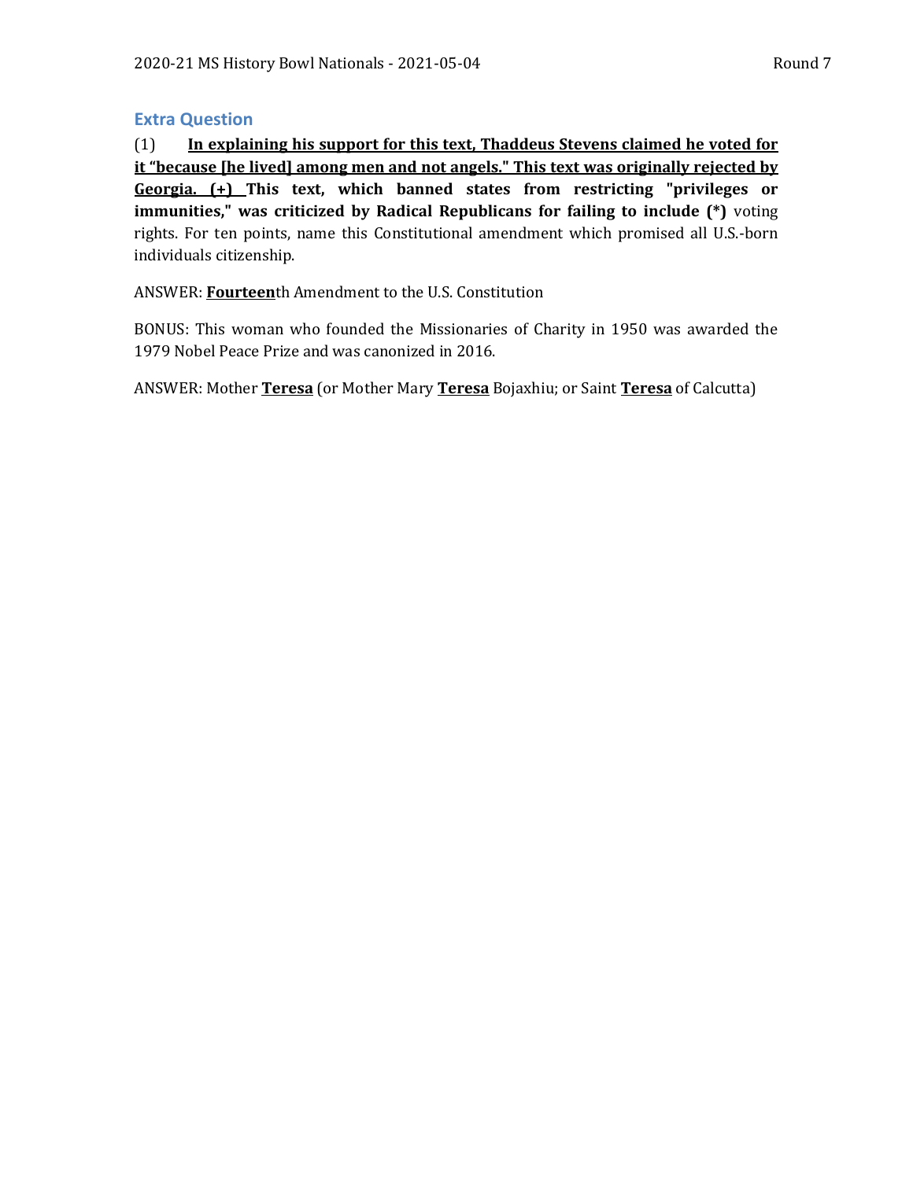## Extra Question

(1) __**In explaining his support for this text, Thaddeus Stevens claimed he voted for it "because [he lived] among men and not angels." This text was originally rejected by Georgia. (+)**__ **This text, which banned states from restricting "privileges or immunities," was criticized by Radical Republicans for failing to include (*)** voting rights. For ten points, name this Constitutional amendment which promised all U.S.-born individuals citizenship.

ANSWER: __**Fourteen**__th Amendment to the U.S. Constitution

BONUS: This woman who founded the Missionaries of Charity in 1950 was awarded the 1979 Nobel Peace Prize and was canonized in 2016.

ANSWER: Mother __**Teresa**__ (or Mother Mary __**Teresa**__ Bojaxhiu; or Saint __**Teresa**__ of Calcutta)